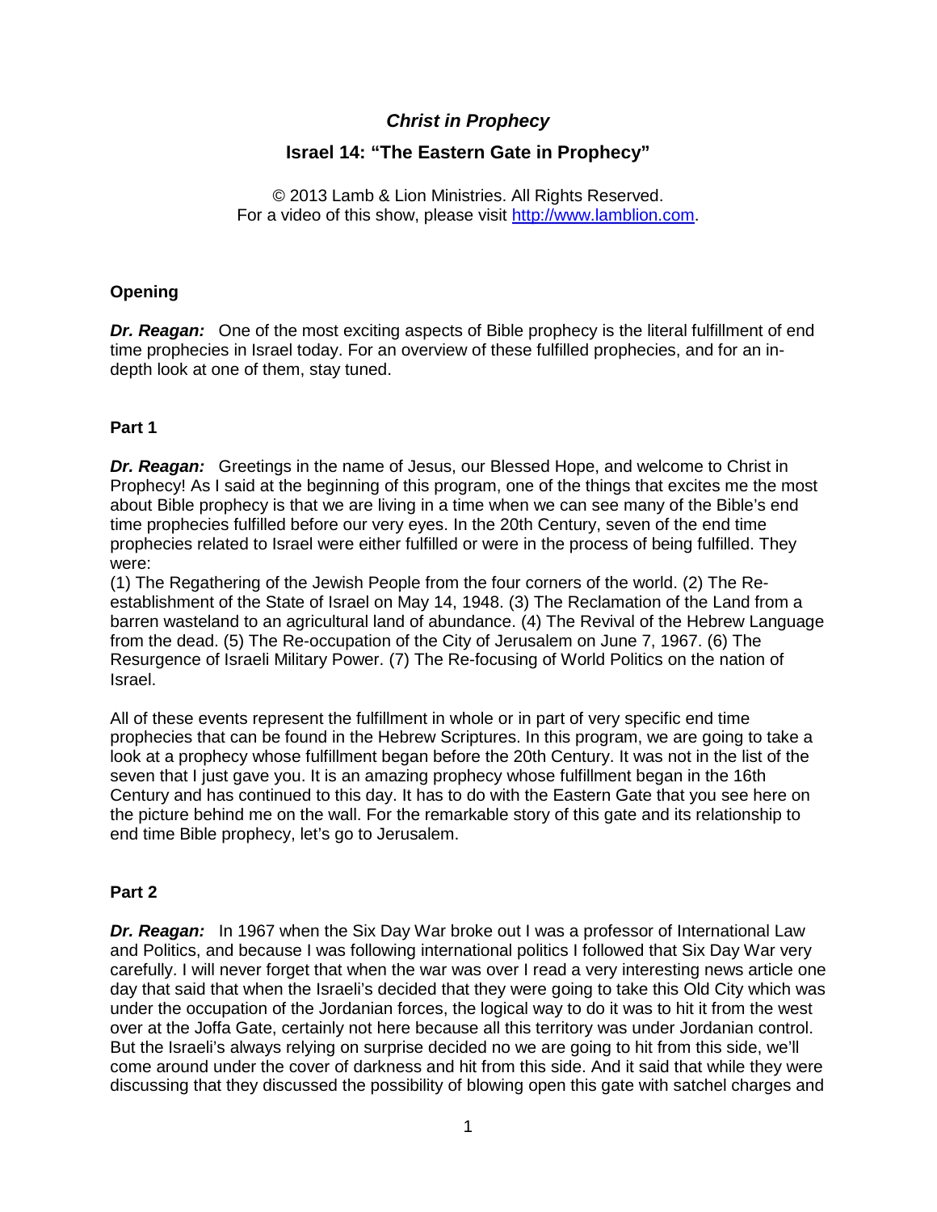# *Christ in Prophecy*

## Israel 14: "The Eastern Gate in Prophecy"

© 2013 Lamb & Lion Ministries. All Rights Reserved.
For a video of this show, please visit http://www.lamblion.com.

### Opening

***Dr. Reagan:*** One of the most exciting aspects of Bible prophecy is the literal fulfillment of end time prophecies in Israel today. For an overview of these fulfilled prophecies, and for an in-depth look at one of them, stay tuned.

### Part 1

***Dr. Reagan:*** Greetings in the name of Jesus, our Blessed Hope, and welcome to Christ in Prophecy! As I said at the beginning of this program, one of the things that excites me the most about Bible prophecy is that we are living in a time when we can see many of the Bible's end time prophecies fulfilled before our very eyes. In the 20th Century, seven of the end time prophecies related to Israel were either fulfilled or were in the process of being fulfilled. They were:
(1) The Regathering of the Jewish People from the four corners of the world. (2) The Re-establishment of the State of Israel on May 14, 1948. (3) The Reclamation of the Land from a barren wasteland to an agricultural land of abundance. (4) The Revival of the Hebrew Language from the dead. (5) The Re-occupation of the City of Jerusalem on June 7, 1967. (6) The Resurgence of Israeli Military Power. (7) The Re-focusing of World Politics on the nation of Israel.

All of these events represent the fulfillment in whole or in part of very specific end time prophecies that can be found in the Hebrew Scriptures. In this program, we are going to take a look at a prophecy whose fulfillment began before the 20th Century. It was not in the list of the seven that I just gave you. It is an amazing prophecy whose fulfillment began in the 16th Century and has continued to this day. It has to do with the Eastern Gate that you see here on the picture behind me on the wall. For the remarkable story of this gate and its relationship to end time Bible prophecy, let's go to Jerusalem.

### Part 2

***Dr. Reagan:*** In 1967 when the Six Day War broke out I was a professor of International Law and Politics, and because I was following international politics I followed that Six Day War very carefully. I will never forget that when the war was over I read a very interesting news article one day that said that when the Israeli's decided that they were going to take this Old City which was under the occupation of the Jordanian forces, the logical way to do it was to hit it from the west over at the Joffa Gate, certainly not here because all this territory was under Jordanian control. But the Israeli's always relying on surprise decided no we are going to hit from this side, we'll come around under the cover of darkness and hit from this side. And it said that while they were discussing that they discussed the possibility of blowing open this gate with satchel charges and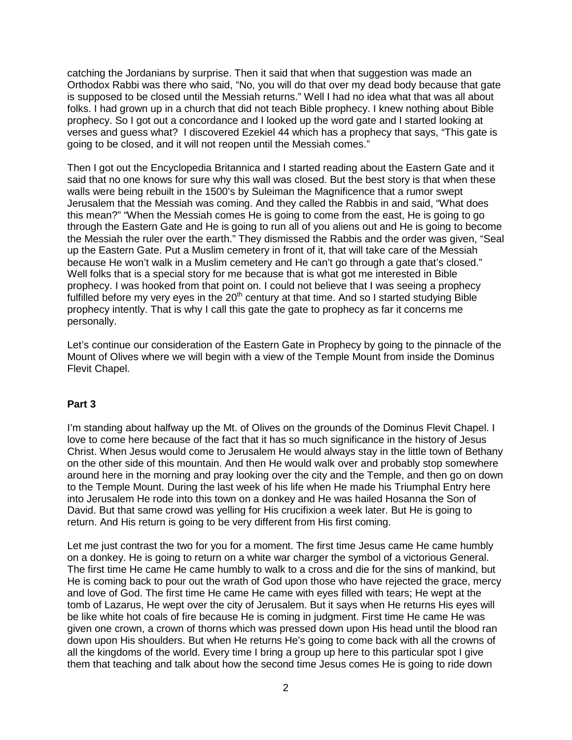catching the Jordanians by surprise. Then it said that when that suggestion was made an Orthodox Rabbi was there who said, "No, you will do that over my dead body because that gate is supposed to be closed until the Messiah returns." Well I had no idea what that was all about folks. I had grown up in a church that did not teach Bible prophecy. I knew nothing about Bible prophecy. So I got out a concordance and I looked up the word gate and I started looking at verses and guess what? I discovered Ezekiel 44 which has a prophecy that says, "This gate is going to be closed, and it will not reopen until the Messiah comes."

Then I got out the Encyclopedia Britannica and I started reading about the Eastern Gate and it said that no one knows for sure why this wall was closed. But the best story is that when these walls were being rebuilt in the 1500's by Suleiman the Magnificence that a rumor swept Jerusalem that the Messiah was coming. And they called the Rabbis in and said, "What does this mean?" "When the Messiah comes He is going to come from the east, He is going to go through the Eastern Gate and He is going to run all of you aliens out and He is going to become the Messiah the ruler over the earth." They dismissed the Rabbis and the order was given, "Seal up the Eastern Gate. Put a Muslim cemetery in front of it, that will take care of the Messiah because He won't walk in a Muslim cemetery and He can't go through a gate that's closed." Well folks that is a special story for me because that is what got me interested in Bible prophecy. I was hooked from that point on. I could not believe that I was seeing a prophecy fulfilled before my very eyes in the 20th century at that time. And so I started studying Bible prophecy intently. That is why I call this gate the gate to prophecy as far it concerns me personally.

Let's continue our consideration of the Eastern Gate in Prophecy by going to the pinnacle of the Mount of Olives where we will begin with a view of the Temple Mount from inside the Dominus Flevit Chapel.

**Part 3**

I'm standing about halfway up the Mt. of Olives on the grounds of the Dominus Flevit Chapel. I love to come here because of the fact that it has so much significance in the history of Jesus Christ. When Jesus would come to Jerusalem He would always stay in the little town of Bethany on the other side of this mountain. And then He would walk over and probably stop somewhere around here in the morning and pray looking over the city and the Temple, and then go on down to the Temple Mount. During the last week of his life when He made his Triumphal Entry here into Jerusalem He rode into this town on a donkey and He was hailed Hosanna the Son of David. But that same crowd was yelling for His crucifixion a week later. But He is going to return. And His return is going to be very different from His first coming.

Let me just contrast the two for you for a moment. The first time Jesus came He came humbly on a donkey. He is going to return on a white war charger the symbol of a victorious General. The first time He came He came humbly to walk to a cross and die for the sins of mankind, but He is coming back to pour out the wrath of God upon those who have rejected the grace, mercy and love of God. The first time He came He came with eyes filled with tears; He wept at the tomb of Lazarus, He wept over the city of Jerusalem. But it says when He returns His eyes will be like white hot coals of fire because He is coming in judgment. First time He came He was given one crown, a crown of thorns which was pressed down upon His head until the blood ran down upon His shoulders. But when He returns He's going to come back with all the crowns of all the kingdoms of the world. Every time I bring a group up here to this particular spot I give them that teaching and talk about how the second time Jesus comes He is going to ride down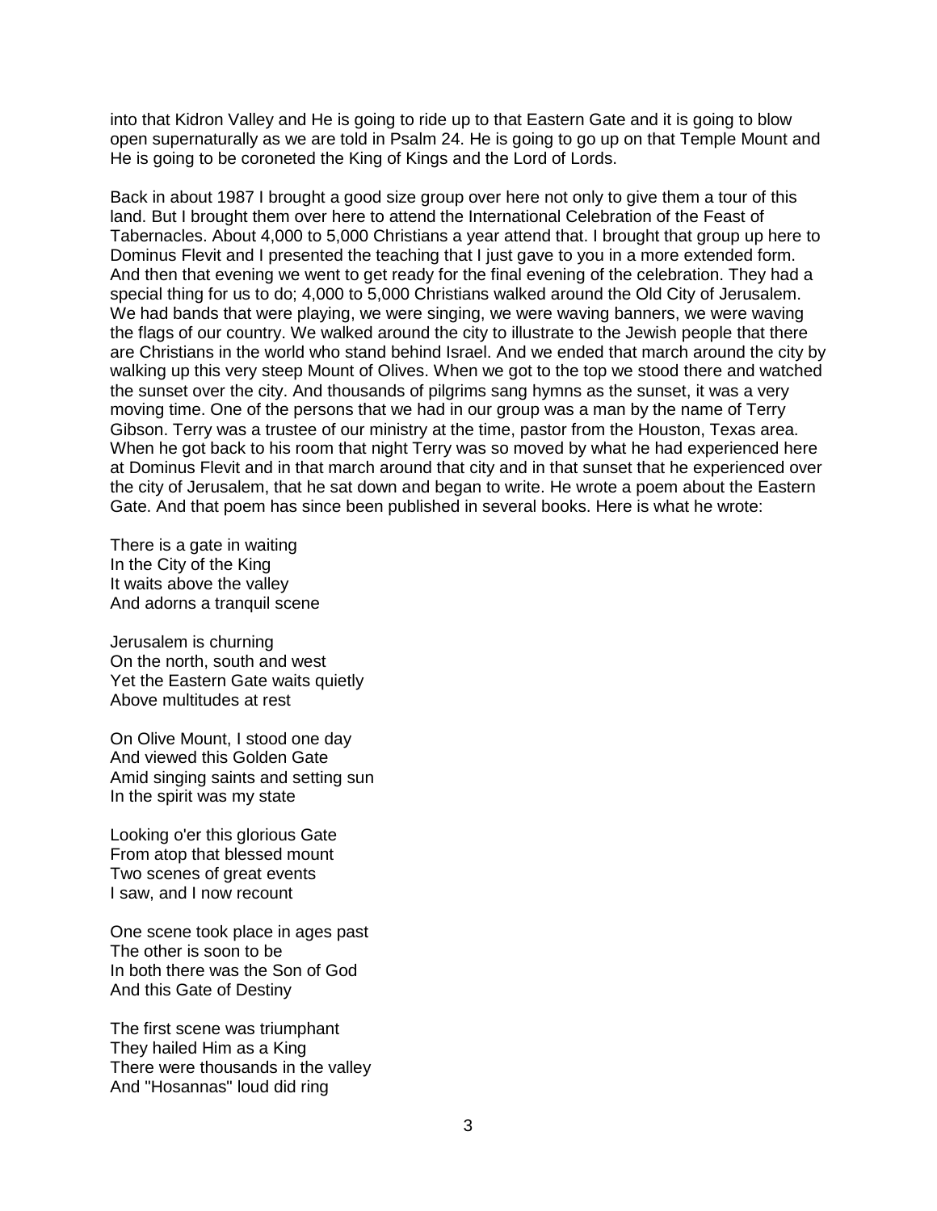into that Kidron Valley and He is going to ride up to that Eastern Gate and it is going to blow open supernaturally as we are told in Psalm 24. He is going to go up on that Temple Mount and He is going to be coroneted the King of Kings and the Lord of Lords.

Back in about 1987 I brought a good size group over here not only to give them a tour of this land. But I brought them over here to attend the International Celebration of the Feast of Tabernacles. About 4,000 to 5,000 Christians a year attend that. I brought that group up here to Dominus Flevit and I presented the teaching that I just gave to you in a more extended form. And then that evening we went to get ready for the final evening of the celebration. They had a special thing for us to do; 4,000 to 5,000 Christians walked around the Old City of Jerusalem. We had bands that were playing, we were singing, we were waving banners, we were waving the flags of our country. We walked around the city to illustrate to the Jewish people that there are Christians in the world who stand behind Israel. And we ended that march around the city by walking up this very steep Mount of Olives. When we got to the top we stood there and watched the sunset over the city. And thousands of pilgrims sang hymns as the sunset, it was a very moving time. One of the persons that we had in our group was a man by the name of Terry Gibson. Terry was a trustee of our ministry at the time, pastor from the Houston, Texas area. When he got back to his room that night Terry was so moved by what he had experienced here at Dominus Flevit and in that march around that city and in that sunset that he experienced over the city of Jerusalem, that he sat down and began to write. He wrote a poem about the Eastern Gate. And that poem has since been published in several books. Here is what he wrote:

There is a gate in waiting  
In the City of the King  
It waits above the valley  
And adorns a tranquil scene

Jerusalem is churning  
On the north, south and west  
Yet the Eastern Gate waits quietly  
Above multitudes at rest

On Olive Mount, I stood one day  
And viewed this Golden Gate  
Amid singing saints and setting sun  
In the spirit was my state

Looking o'er this glorious Gate  
From atop that blessed mount  
Two scenes of great events  
I saw, and I now recount

One scene took place in ages past  
The other is soon to be  
In both there was the Son of God  
And this Gate of Destiny

The first scene was triumphant  
They hailed Him as a King  
There were thousands in the valley  
And "Hosannas" loud did ring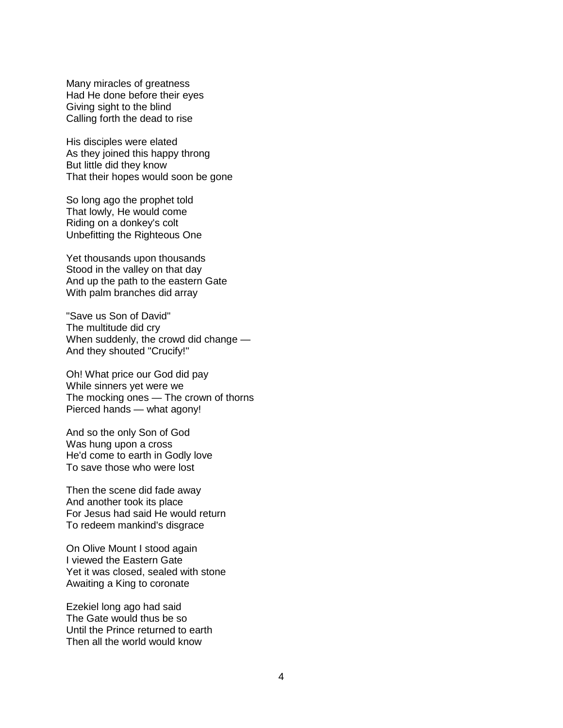Many miracles of greatness  
Had He done before their eyes  
Giving sight to the blind  
Calling forth the dead to rise

His disciples were elated  
As they joined this happy throng  
But little did they know  
That their hopes would soon be gone

So long ago the prophet told  
That lowly, He would come  
Riding on a donkey's colt  
Unbefitting the Righteous One

Yet thousands upon thousands  
Stood in the valley on that day  
And up the path to the eastern Gate  
With palm branches did array

"Save us Son of David"  
The multitude did cry  
When suddenly, the crowd did change —  
And they shouted "Crucify!"

Oh! What price our God did pay  
While sinners yet were we  
The mocking ones — The crown of thorns  
Pierced hands — what agony!

And so the only Son of God  
Was hung upon a cross  
He'd come to earth in Godly love  
To save those who were lost

Then the scene did fade away  
And another took its place  
For Jesus had said He would return  
To redeem mankind's disgrace

On Olive Mount I stood again  
I viewed the Eastern Gate  
Yet it was closed, sealed with stone  
Awaiting a King to coronate

Ezekiel long ago had said  
The Gate would thus be so  
Until the Prince returned to earth  
Then all the world would know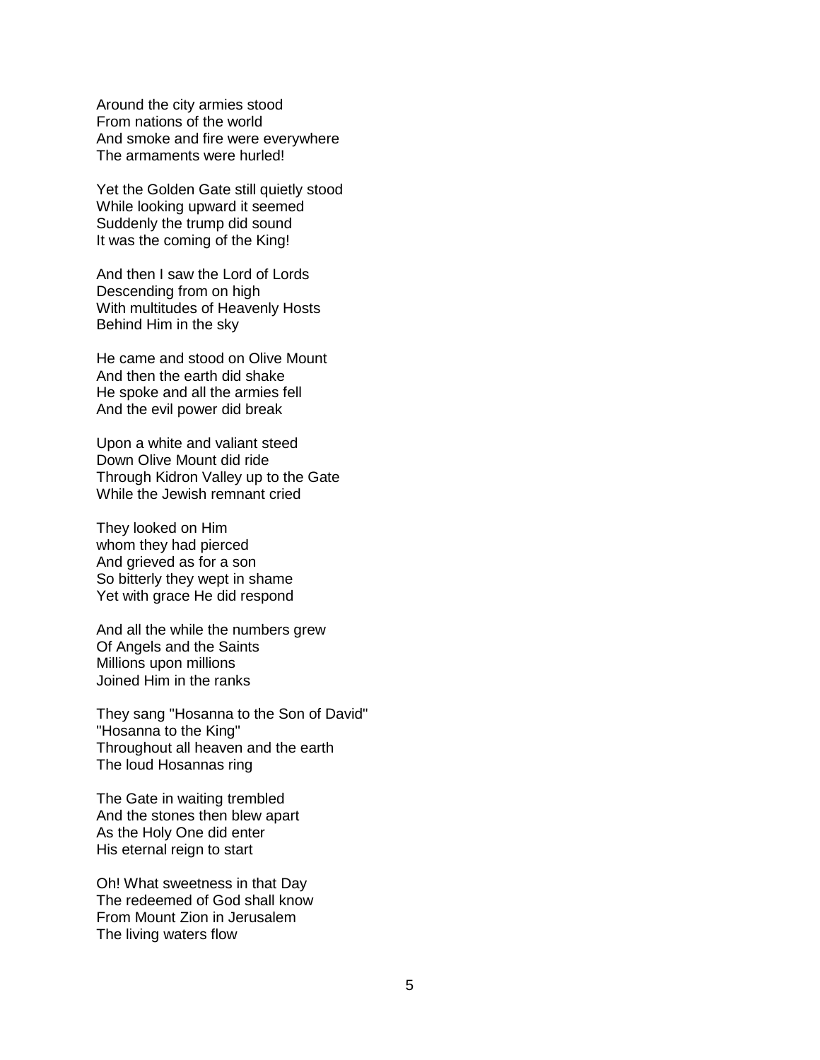Around the city armies stood  
From nations of the world  
And smoke and fire were everywhere  
The armaments were hurled!

Yet the Golden Gate still quietly stood  
While looking upward it seemed  
Suddenly the trump did sound  
It was the coming of the King!

And then I saw the Lord of Lords  
Descending from on high  
With multitudes of Heavenly Hosts  
Behind Him in the sky

He came and stood on Olive Mount  
And then the earth did shake  
He spoke and all the armies fell  
And the evil power did break

Upon a white and valiant steed  
Down Olive Mount did ride  
Through Kidron Valley up to the Gate  
While the Jewish remnant cried

They looked on Him  
whom they had pierced  
And grieved as for a son  
So bitterly they wept in shame  
Yet with grace He did respond

And all the while the numbers grew  
Of Angels and the Saints  
Millions upon millions  
Joined Him in the ranks

They sang "Hosanna to the Son of David"  
"Hosanna to the King"  
Throughout all heaven and the earth  
The loud Hosannas ring

The Gate in waiting trembled  
And the stones then blew apart  
As the Holy One did enter  
His eternal reign to start

Oh! What sweetness in that Day  
The redeemed of God shall know  
From Mount Zion in Jerusalem  
The living waters flow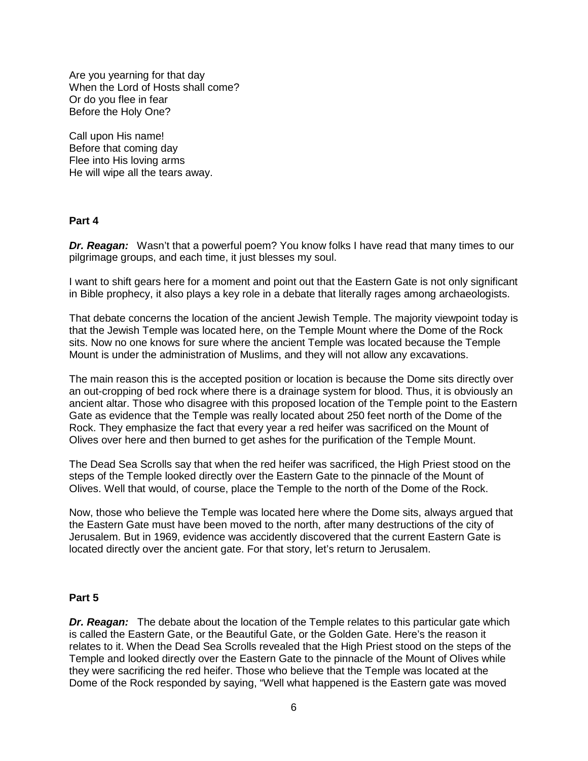Are you yearning for that day  
When the Lord of Hosts shall come?  
Or do you flee in fear  
Before the Holy One?

Call upon His name!  
Before that coming day  
Flee into His loving arms  
He will wipe all the tears away.

**Part 4**

***Dr. Reagan:*** Wasn't that a powerful poem? You know folks I have read that many times to our pilgrimage groups, and each time, it just blesses my soul.

I want to shift gears here for a moment and point out that the Eastern Gate is not only significant in Bible prophecy, it also plays a key role in a debate that literally rages among archaeologists.

That debate concerns the location of the ancient Jewish Temple. The majority viewpoint today is that the Jewish Temple was located here, on the Temple Mount where the Dome of the Rock sits. Now no one knows for sure where the ancient Temple was located because the Temple Mount is under the administration of Muslims, and they will not allow any excavations.

The main reason this is the accepted position or location is because the Dome sits directly over an out-cropping of bed rock where there is a drainage system for blood. Thus, it is obviously an ancient altar. Those who disagree with this proposed location of the Temple point to the Eastern Gate as evidence that the Temple was really located about 250 feet north of the Dome of the Rock. They emphasize the fact that every year a red heifer was sacrificed on the Mount of Olives over here and then burned to get ashes for the purification of the Temple Mount.

The Dead Sea Scrolls say that when the red heifer was sacrificed, the High Priest stood on the steps of the Temple looked directly over the Eastern Gate to the pinnacle of the Mount of Olives. Well that would, of course, place the Temple to the north of the Dome of the Rock.

Now, those who believe the Temple was located here where the Dome sits, always argued that the Eastern Gate must have been moved to the north, after many destructions of the city of Jerusalem. But in 1969, evidence was accidently discovered that the current Eastern Gate is located directly over the ancient gate. For that story, let's return to Jerusalem.

**Part 5**

***Dr. Reagan:*** The debate about the location of the Temple relates to this particular gate which is called the Eastern Gate, or the Beautiful Gate, or the Golden Gate. Here's the reason it relates to it. When the Dead Sea Scrolls revealed that the High Priest stood on the steps of the Temple and looked directly over the Eastern Gate to the pinnacle of the Mount of Olives while they were sacrificing the red heifer. Those who believe that the Temple was located at the Dome of the Rock responded by saying, "Well what happened is the Eastern gate was moved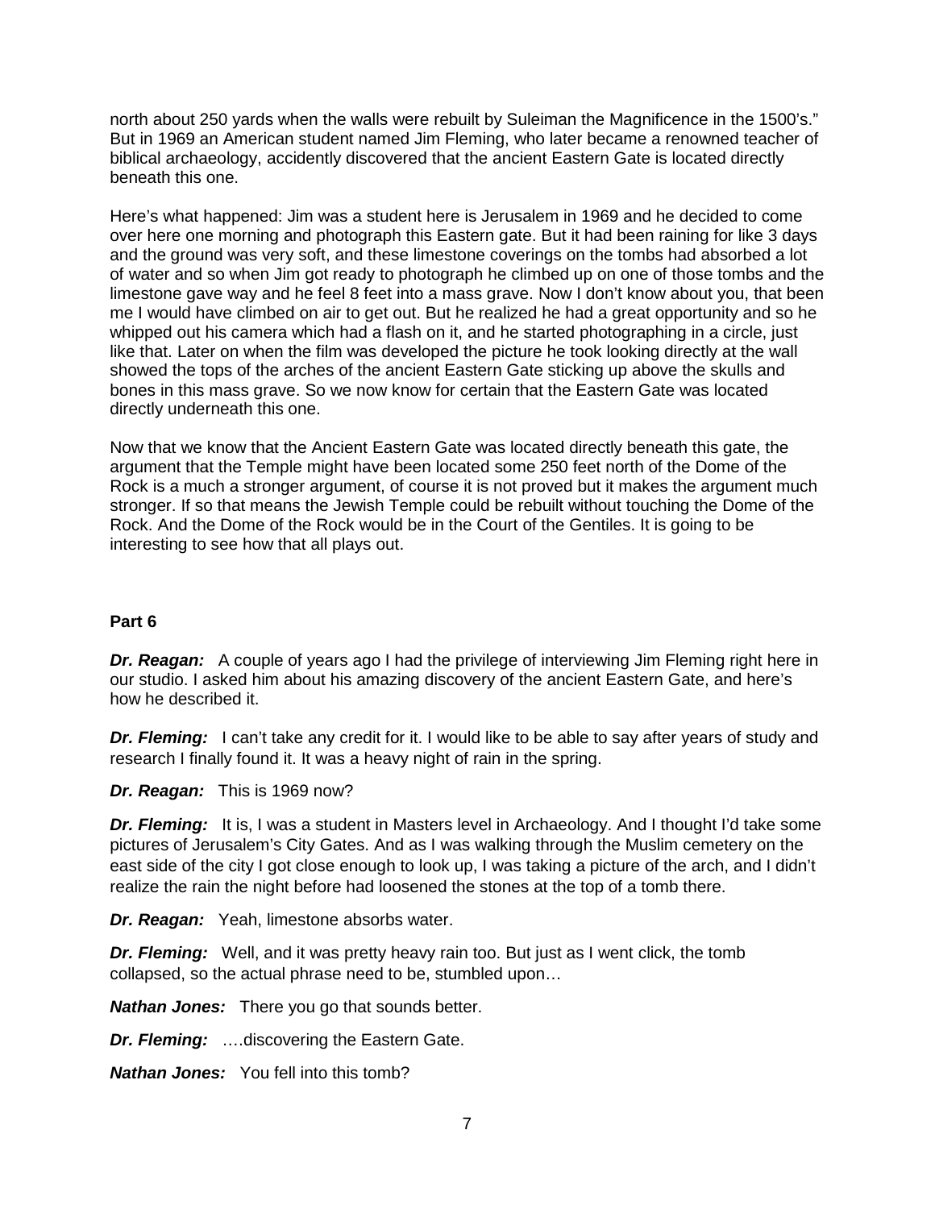north about 250 yards when the walls were rebuilt by Suleiman the Magnificence in the 1500's." But in 1969 an American student named Jim Fleming, who later became a renowned teacher of biblical archaeology, accidently discovered that the ancient Eastern Gate is located directly beneath this one.

Here's what happened: Jim was a student here is Jerusalem in 1969 and he decided to come over here one morning and photograph this Eastern gate. But it had been raining for like 3 days and the ground was very soft, and these limestone coverings on the tombs had absorbed a lot of water and so when Jim got ready to photograph he climbed up on one of those tombs and the limestone gave way and he feel 8 feet into a mass grave. Now I don't know about you, that been me I would have climbed on air to get out. But he realized he had a great opportunity and so he whipped out his camera which had a flash on it, and he started photographing in a circle, just like that. Later on when the film was developed the picture he took looking directly at the wall showed the tops of the arches of the ancient Eastern Gate sticking up above the skulls and bones in this mass grave. So we now know for certain that the Eastern Gate was located directly underneath this one.

Now that we know that the Ancient Eastern Gate was located directly beneath this gate, the argument that the Temple might have been located some 250 feet north of the Dome of the Rock is a much a stronger argument, of course it is not proved but it makes the argument much stronger. If so that means the Jewish Temple could be rebuilt without touching the Dome of the Rock. And the Dome of the Rock would be in the Court of the Gentiles. It is going to be interesting to see how that all plays out.

**Part 6**

***Dr. Reagan:*** A couple of years ago I had the privilege of interviewing Jim Fleming right here in our studio. I asked him about his amazing discovery of the ancient Eastern Gate, and here's how he described it.

***Dr. Fleming:*** I can't take any credit for it. I would like to be able to say after years of study and research I finally found it. It was a heavy night of rain in the spring.

***Dr. Reagan:*** This is 1969 now?

***Dr. Fleming:*** It is, I was a student in Masters level in Archaeology. And I thought I'd take some pictures of Jerusalem's City Gates. And as I was walking through the Muslim cemetery on the east side of the city I got close enough to look up, I was taking a picture of the arch, and I didn't realize the rain the night before had loosened the stones at the top of a tomb there.

***Dr. Reagan:*** Yeah, limestone absorbs water.

***Dr. Fleming:*** Well, and it was pretty heavy rain too. But just as I went click, the tomb collapsed, so the actual phrase need to be, stumbled upon…

***Nathan Jones:*** There you go that sounds better.

***Dr. Fleming:*** ….discovering the Eastern Gate.

***Nathan Jones:*** You fell into this tomb?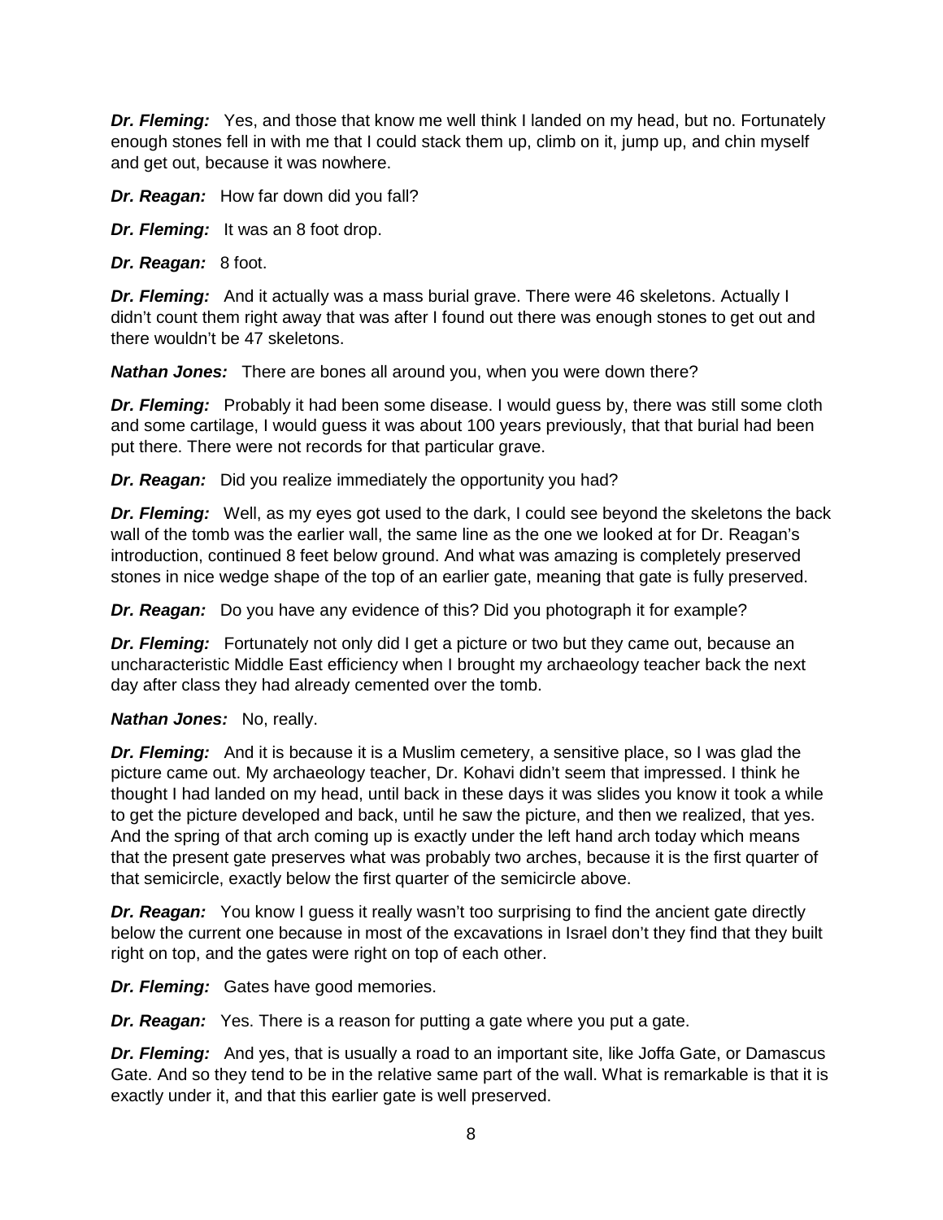***Dr. Fleming:*** Yes, and those that know me well think I landed on my head, but no. Fortunately enough stones fell in with me that I could stack them up, climb on it, jump up, and chin myself and get out, because it was nowhere.

***Dr. Reagan:*** How far down did you fall?

***Dr. Fleming:*** It was an 8 foot drop.

***Dr. Reagan:*** 8 foot.

***Dr. Fleming:*** And it actually was a mass burial grave. There were 46 skeletons. Actually I didn't count them right away that was after I found out there was enough stones to get out and there wouldn't be 47 skeletons.

***Nathan Jones:*** There are bones all around you, when you were down there?

***Dr. Fleming:*** Probably it had been some disease. I would guess by, there was still some cloth and some cartilage, I would guess it was about 100 years previously, that that burial had been put there. There were not records for that particular grave.

***Dr. Reagan:*** Did you realize immediately the opportunity you had?

***Dr. Fleming:*** Well, as my eyes got used to the dark, I could see beyond the skeletons the back wall of the tomb was the earlier wall, the same line as the one we looked at for Dr. Reagan's introduction, continued 8 feet below ground. And what was amazing is completely preserved stones in nice wedge shape of the top of an earlier gate, meaning that gate is fully preserved.

***Dr. Reagan:*** Do you have any evidence of this? Did you photograph it for example?

***Dr. Fleming:*** Fortunately not only did I get a picture or two but they came out, because an uncharacteristic Middle East efficiency when I brought my archaeology teacher back the next day after class they had already cemented over the tomb.

***Nathan Jones:*** No, really.

***Dr. Fleming:*** And it is because it is a Muslim cemetery, a sensitive place, so I was glad the picture came out. My archaeology teacher, Dr. Kohavi didn't seem that impressed. I think he thought I had landed on my head, until back in these days it was slides you know it took a while to get the picture developed and back, until he saw the picture, and then we realized, that yes. And the spring of that arch coming up is exactly under the left hand arch today which means that the present gate preserves what was probably two arches, because it is the first quarter of that semicircle, exactly below the first quarter of the semicircle above.

***Dr. Reagan:*** You know I guess it really wasn't too surprising to find the ancient gate directly below the current one because in most of the excavations in Israel don't they find that they built right on top, and the gates were right on top of each other.

***Dr. Fleming:*** Gates have good memories.

***Dr. Reagan:*** Yes. There is a reason for putting a gate where you put a gate.

***Dr. Fleming:*** And yes, that is usually a road to an important site, like Joffa Gate, or Damascus Gate. And so they tend to be in the relative same part of the wall. What is remarkable is that it is exactly under it, and that this earlier gate is well preserved.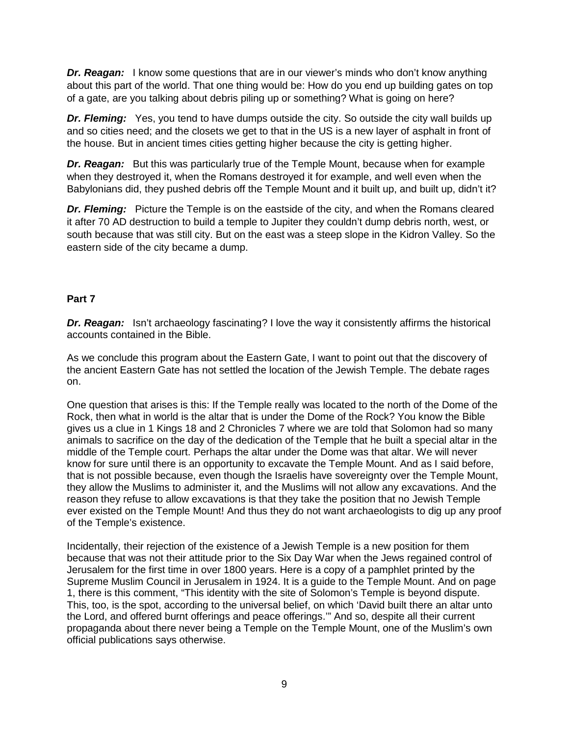***Dr. Reagan:*** I know some questions that are in our viewer's minds who don't know anything about this part of the world. That one thing would be: How do you end up building gates on top of a gate, are you talking about debris piling up or something? What is going on here?

***Dr. Fleming:*** Yes, you tend to have dumps outside the city. So outside the city wall builds up and so cities need; and the closets we get to that in the US is a new layer of asphalt in front of the house. But in ancient times cities getting higher because the city is getting higher.

***Dr. Reagan:*** But this was particularly true of the Temple Mount, because when for example when they destroyed it, when the Romans destroyed it for example, and well even when the Babylonians did, they pushed debris off the Temple Mount and it built up, and built up, didn't it?

***Dr. Fleming:*** Picture the Temple is on the eastside of the city, and when the Romans cleared it after 70 AD destruction to build a temple to Jupiter they couldn't dump debris north, west, or south because that was still city. But on the east was a steep slope in the Kidron Valley. So the eastern side of the city became a dump.

**Part 7**

***Dr. Reagan:*** Isn't archaeology fascinating? I love the way it consistently affirms the historical accounts contained in the Bible.

As we conclude this program about the Eastern Gate, I want to point out that the discovery of the ancient Eastern Gate has not settled the location of the Jewish Temple. The debate rages on.

One question that arises is this: If the Temple really was located to the north of the Dome of the Rock, then what in world is the altar that is under the Dome of the Rock? You know the Bible gives us a clue in 1 Kings 18 and 2 Chronicles 7 where we are told that Solomon had so many animals to sacrifice on the day of the dedication of the Temple that he built a special altar in the middle of the Temple court. Perhaps the altar under the Dome was that altar. We will never know for sure until there is an opportunity to excavate the Temple Mount. And as I said before, that is not possible because, even though the Israelis have sovereignty over the Temple Mount, they allow the Muslims to administer it, and the Muslims will not allow any excavations. And the reason they refuse to allow excavations is that they take the position that no Jewish Temple ever existed on the Temple Mount! And thus they do not want archaeologists to dig up any proof of the Temple's existence.

Incidentally, their rejection of the existence of a Jewish Temple is a new position for them because that was not their attitude prior to the Six Day War when the Jews regained control of Jerusalem for the first time in over 1800 years. Here is a copy of a pamphlet printed by the Supreme Muslim Council in Jerusalem in 1924. It is a guide to the Temple Mount. And on page 1, there is this comment, "This identity with the site of Solomon's Temple is beyond dispute. This, too, is the spot, according to the universal belief, on which 'David built there an altar unto the Lord, and offered burnt offerings and peace offerings.'" And so, despite all their current propaganda about there never being a Temple on the Temple Mount, one of the Muslim's own official publications says otherwise.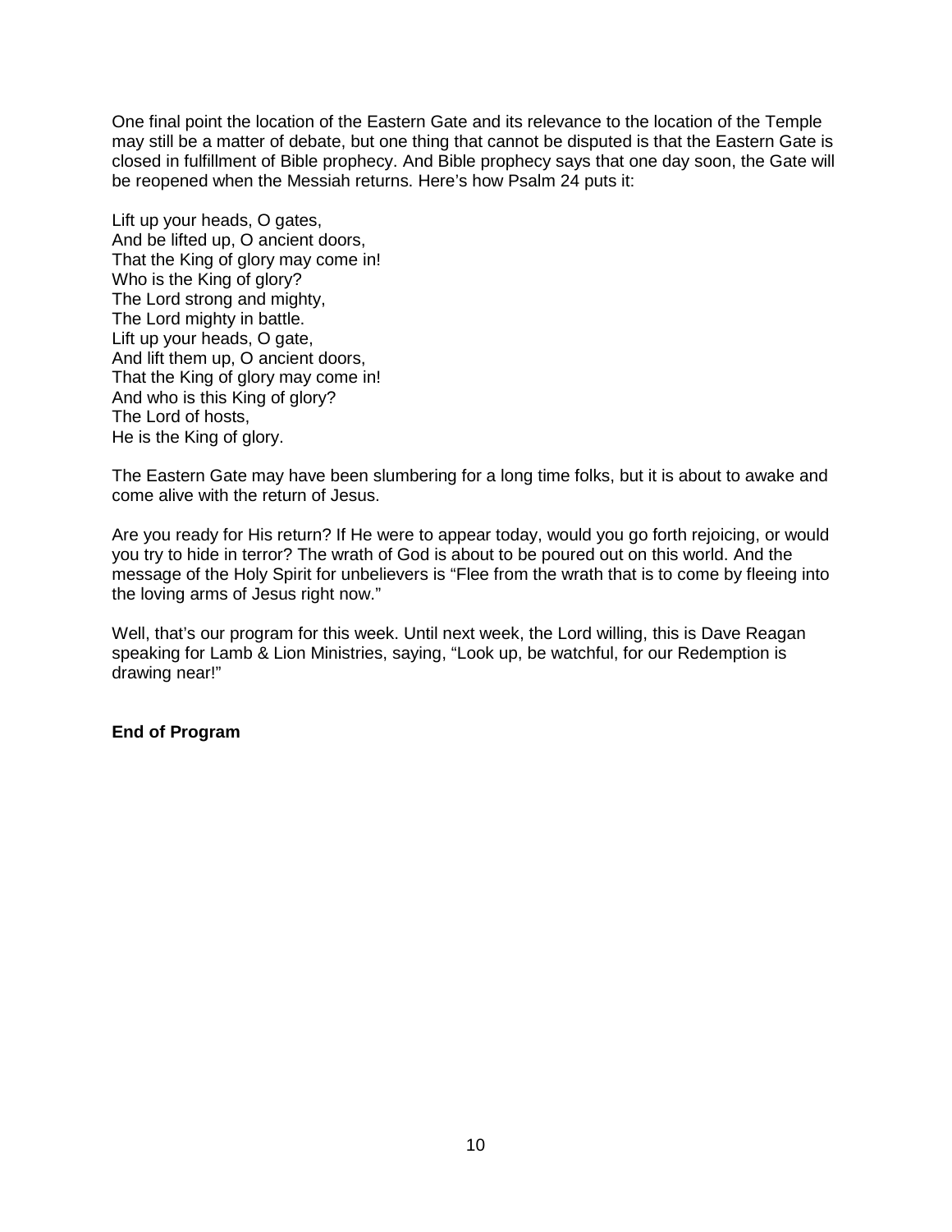One final point the location of the Eastern Gate and its relevance to the location of the Temple may still be a matter of debate, but one thing that cannot be disputed is that the Eastern Gate is closed in fulfillment of Bible prophecy. And Bible prophecy says that one day soon, the Gate will be reopened when the Messiah returns. Here's how Psalm 24 puts it:

Lift up your heads, O gates,  
And be lifted up, O ancient doors,  
That the King of glory may come in!  
Who is the King of glory?  
The Lord strong and mighty,  
The Lord mighty in battle.  
Lift up your heads, O gate,  
And lift them up, O ancient doors,  
That the King of glory may come in!  
And who is this King of glory?  
The Lord of hosts,  
He is the King of glory.

The Eastern Gate may have been slumbering for a long time folks, but it is about to awake and come alive with the return of Jesus.

Are you ready for His return? If He were to appear today, would you go forth rejoicing, or would you try to hide in terror? The wrath of God is about to be poured out on this world. And the message of the Holy Spirit for unbelievers is "Flee from the wrath that is to come by fleeing into the loving arms of Jesus right now."

Well, that's our program for this week. Until next week, the Lord willing, this is Dave Reagan speaking for Lamb & Lion Ministries, saying, "Look up, be watchful, for our Redemption is drawing near!"

**End of Program**